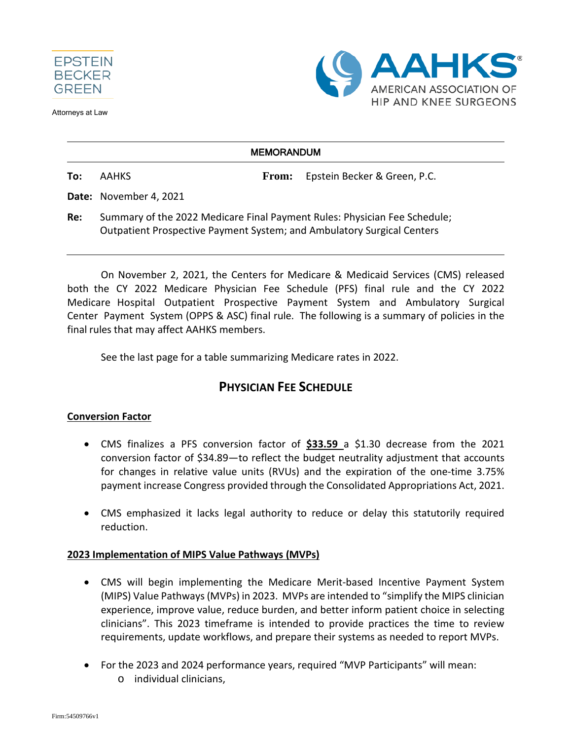EPSTEIN BECKER GREEN

Attorneys at Law

AAHKS® AMERICAN ASSOCIATION OF HIP AND KNEE SURGEONS

**MEMORANDUM**

**To:** AAHKS **From:** Epstein Becker & Green, P.C.

**Date:** November 4, 2021

**Re:** Summary of the 2022 Medicare Final Payment Rules: Physician Fee Schedule; Outpatient Prospective Payment System; and Ambulatory Surgical Centers

On November 2, 2021, the Centers for Medicare & Medicaid Services (CMS) released both the CY 2022 Medicare Physician Fee Schedule (PFS) final rule and the CY 2022 Medicare Hospital Outpatient Prospective Payment System and Ambulatory Surgical Center Payment System (OPPS & ASC) final rule. The following is a summary of policies in the final rules that may affect AAHKS members.

See the last page for a table summarizing Medicare rates in 2022.

## PHYSICIAN FEE SCHEDULE

### Conversion Factor

- CMS finalizes a PFS conversion factor of **$33.59** a $1.30 decrease from the 2021 conversion factor of $34.89—to reflect the budget neutrality adjustment that accounts for changes in relative value units (RVUs) and the expiration of the one-time 3.75% payment increase Congress provided through the Consolidated Appropriations Act, 2021.

- CMS emphasized it lacks legal authority to reduce or delay this statutorily required reduction.

### 2023 Implementation of MIPS Value Pathways (MVPs)

- CMS will begin implementing the Medicare Merit-based Incentive Payment System (MIPS) Value Pathways (MVPs) in 2023. MVPs are intended to "simplify the MIPS clinician experience, improve value, reduce burden, and better inform patient choice in selecting clinicians". This 2023 timeframe is intended to provide practices the time to review requirements, update workflows, and prepare their systems as needed to report MVPs.

- For the 2023 and 2024 performance years, required "MVP Participants" will mean:
  - individual clinicians,

Firm:54509766v1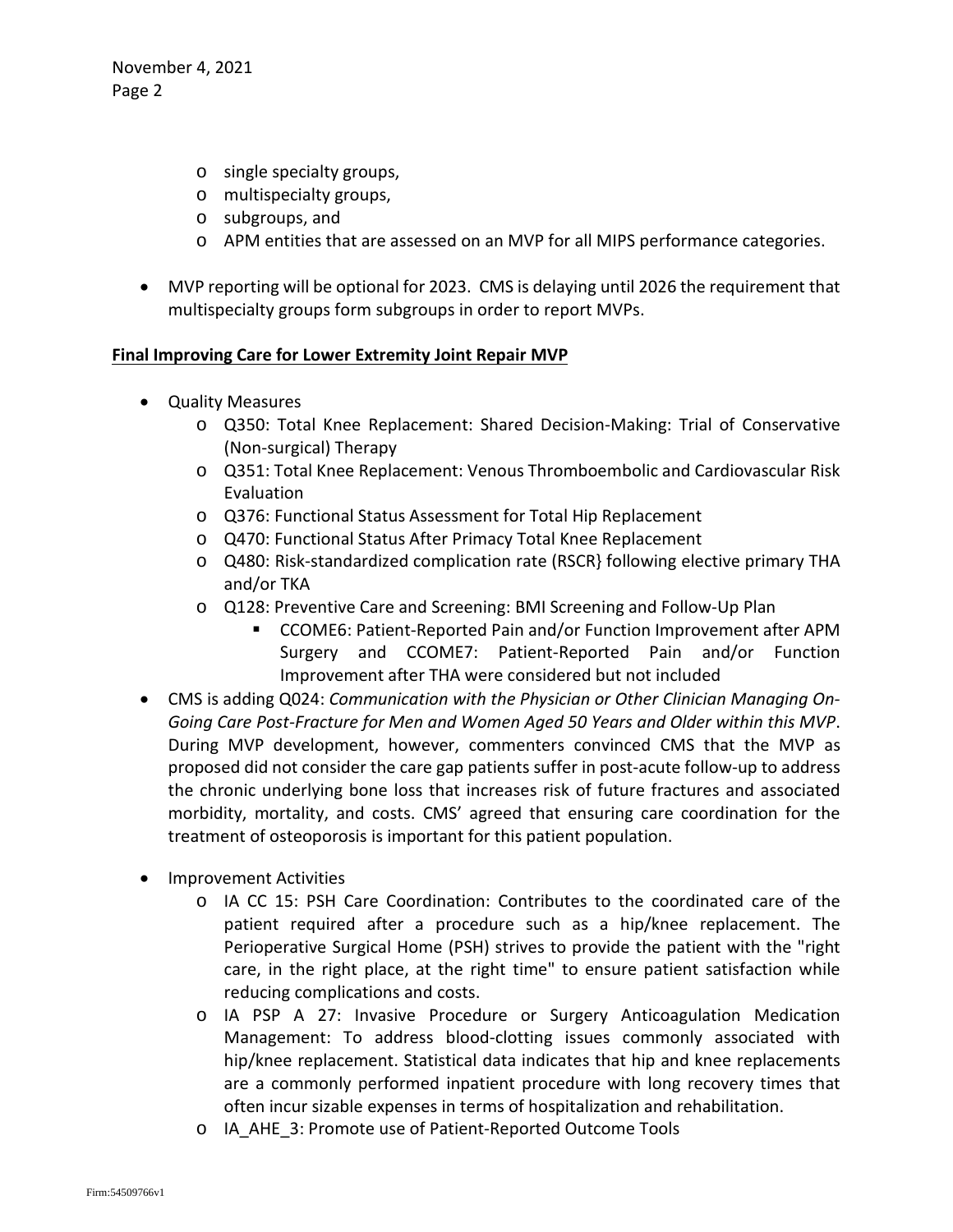- single specialty groups,
  - multispecialty groups,
  - subgroups, and
  - APM entities that are assessed on an MVP for all MIPS performance categories.

- MVP reporting will be optional for 2023. CMS is delaying until 2026 the requirement that multispecialty groups form subgroups in order to report MVPs.

**Final Improving Care for Lower Extremity Joint Repair MVP**

- Quality Measures
  - Q350: Total Knee Replacement: Shared Decision-Making: Trial of Conservative (Non-surgical) Therapy
  - Q351: Total Knee Replacement: Venous Thromboembolic and Cardiovascular Risk Evaluation
  - Q376: Functional Status Assessment for Total Hip Replacement
  - Q470: Functional Status After Primacy Total Knee Replacement
  - Q480: Risk-standardized complication rate (RSCR} following elective primary THA and/or TKA
  - Q128: Preventive Care and Screening: BMI Screening and Follow-Up Plan
    - CCOME6: Patient-Reported Pain and/or Function Improvement after APM Surgery and CCOME7: Patient-Reported Pain and/or Function Improvement after THA were considered but not included
- CMS is adding Q024: *Communication with the Physician or Other Clinician Managing On-Going Care Post-Fracture for Men and Women Aged 50 Years and Older within this MVP*. During MVP development, however, commenters convinced CMS that the MVP as proposed did not consider the care gap patients suffer in post-acute follow-up to address the chronic underlying bone loss that increases risk of future fractures and associated morbidity, mortality, and costs. CMS' agreed that ensuring care coordination for the treatment of osteoporosis is important for this patient population.

- Improvement Activities
  - IA CC 15: PSH Care Coordination: Contributes to the coordinated care of the patient required after a procedure such as a hip/knee replacement. The Perioperative Surgical Home (PSH) strives to provide the patient with the "right care, in the right place, at the right time" to ensure patient satisfaction while reducing complications and costs.
  - IA PSP A 27: Invasive Procedure or Surgery Anticoagulation Medication Management: To address blood-clotting issues commonly associated with hip/knee replacement. Statistical data indicates that hip and knee replacements are a commonly performed inpatient procedure with long recovery times that often incur sizable expenses in terms of hospitalization and rehabilitation.
  - IA_AHE_3: Promote use of Patient-Reported Outcome Tools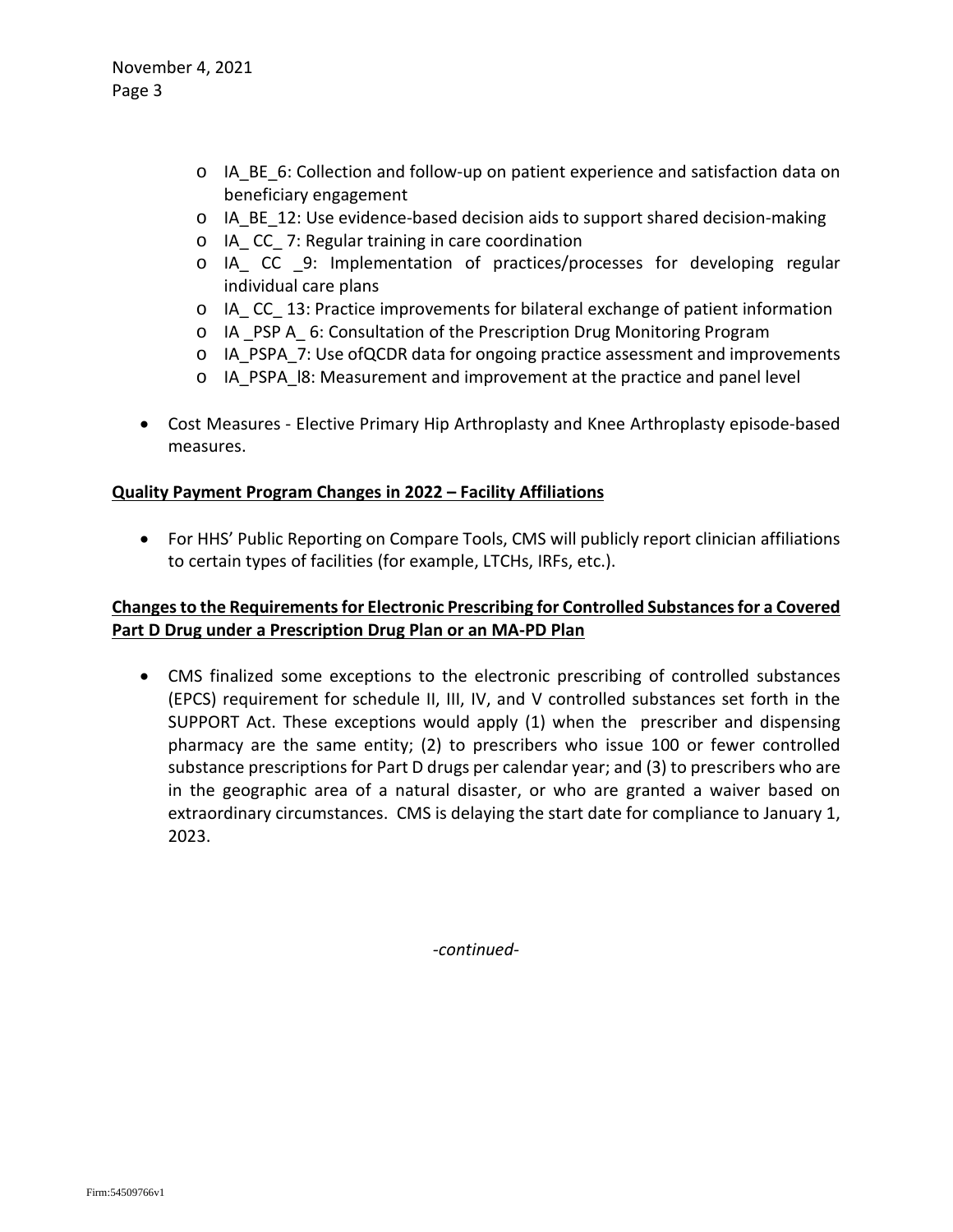- IA_BE_6: Collection and follow-up on patient experience and satisfaction data on beneficiary engagement
- IA_BE_12: Use evidence-based decision aids to support shared decision-making
- IA_ CC_ 7: Regular training in care coordination
- IA_ CC _9: Implementation of practices/processes for developing regular individual care plans
- IA_ CC_ 13: Practice improvements for bilateral exchange of patient information
- IA _PSP A_ 6: Consultation of the Prescription Drug Monitoring Program
- IA_PSPA_7: Use ofQCDR data for ongoing practice assessment and improvements
- IA_PSPA_l8: Measurement and improvement at the practice and panel level

- Cost Measures - Elective Primary Hip Arthroplasty and Knee Arthroplasty episode-based measures.

**Quality Payment Program Changes in 2022 – Facility Affiliations**

- For HHS' Public Reporting on Compare Tools, CMS will publicly report clinician affiliations to certain types of facilities (for example, LTCHs, IRFs, etc.).

**Changes to the Requirements for Electronic Prescribing for Controlled Substances for a Covered Part D Drug under a Prescription Drug Plan or an MA-PD Plan**

- CMS finalized some exceptions to the electronic prescribing of controlled substances (EPCS) requirement for schedule II, III, IV, and V controlled substances set forth in the SUPPORT Act. These exceptions would apply (1) when the prescriber and dispensing pharmacy are the same entity; (2) to prescribers who issue 100 or fewer controlled substance prescriptions for Part D drugs per calendar year; and (3) to prescribers who are in the geographic area of a natural disaster, or who are granted a waiver based on extraordinary circumstances. CMS is delaying the start date for compliance to January 1, 2023.

*-continued-*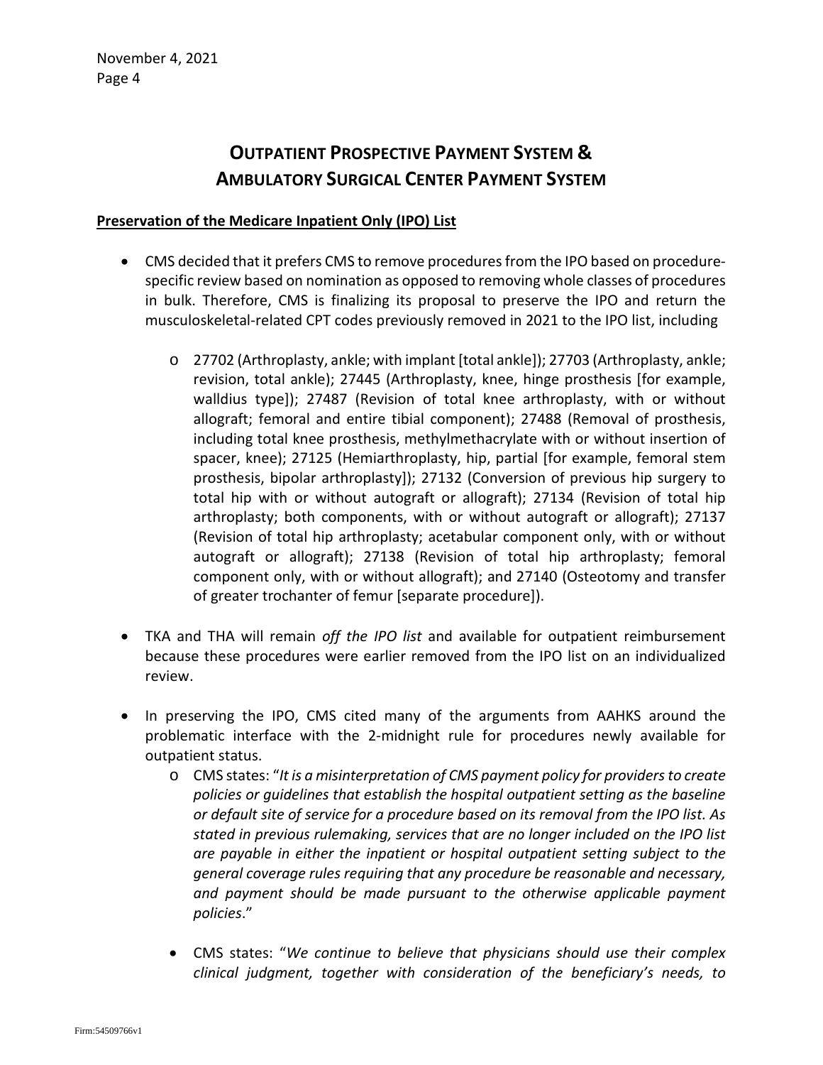# OUTPATIENT PROSPECTIVE PAYMENT SYSTEM & AMBULATORY SURGICAL CENTER PAYMENT SYSTEM

**Preservation of the Medicare Inpatient Only (IPO) List**

- CMS decided that it prefers CMS to remove procedures from the IPO based on procedure-specific review based on nomination as opposed to removing whole classes of procedures in bulk. Therefore, CMS is finalizing its proposal to preserve the IPO and return the musculoskeletal-related CPT codes previously removed in 2021 to the IPO list, including
    - 27702 (Arthroplasty, ankle; with implant [total ankle]); 27703 (Arthroplasty, ankle; revision, total ankle); 27445 (Arthroplasty, knee, hinge prosthesis [for example, walldius type]); 27487 (Revision of total knee arthroplasty, with or without allograft; femoral and entire tibial component); 27488 (Removal of prosthesis, including total knee prosthesis, methylmethacrylate with or without insertion of spacer, knee); 27125 (Hemiarthroplasty, hip, partial [for example, femoral stem prosthesis, bipolar arthroplasty]); 27132 (Conversion of previous hip surgery to total hip with or without autograft or allograft); 27134 (Revision of total hip arthroplasty; both components, with or without autograft or allograft); 27137 (Revision of total hip arthroplasty; acetabular component only, with or without autograft or allograft); 27138 (Revision of total hip arthroplasty; femoral component only, with or without allograft); and 27140 (Osteotomy and transfer of greater trochanter of femur [separate procedure]).

- TKA and THA will remain *off the IPO list* and available for outpatient reimbursement because these procedures were earlier removed from the IPO list on an individualized review.

- In preserving the IPO, CMS cited many of the arguments from AAHKS around the problematic interface with the 2-midnight rule for procedures newly available for outpatient status.
    - CMS states: "*It is a misinterpretation of CMS payment policy for providers to create policies or guidelines that establish the hospital outpatient setting as the baseline or default site of service for a procedure based on its removal from the IPO list. As stated in previous rulemaking, services that are no longer included on the IPO list are payable in either the inpatient or hospital outpatient setting subject to the general coverage rules requiring that any procedure be reasonable and necessary, and payment should be made pursuant to the otherwise applicable payment policies*."
    - CMS states: "*We continue to believe that physicians should use their complex clinical judgment, together with consideration of the beneficiary's needs, to*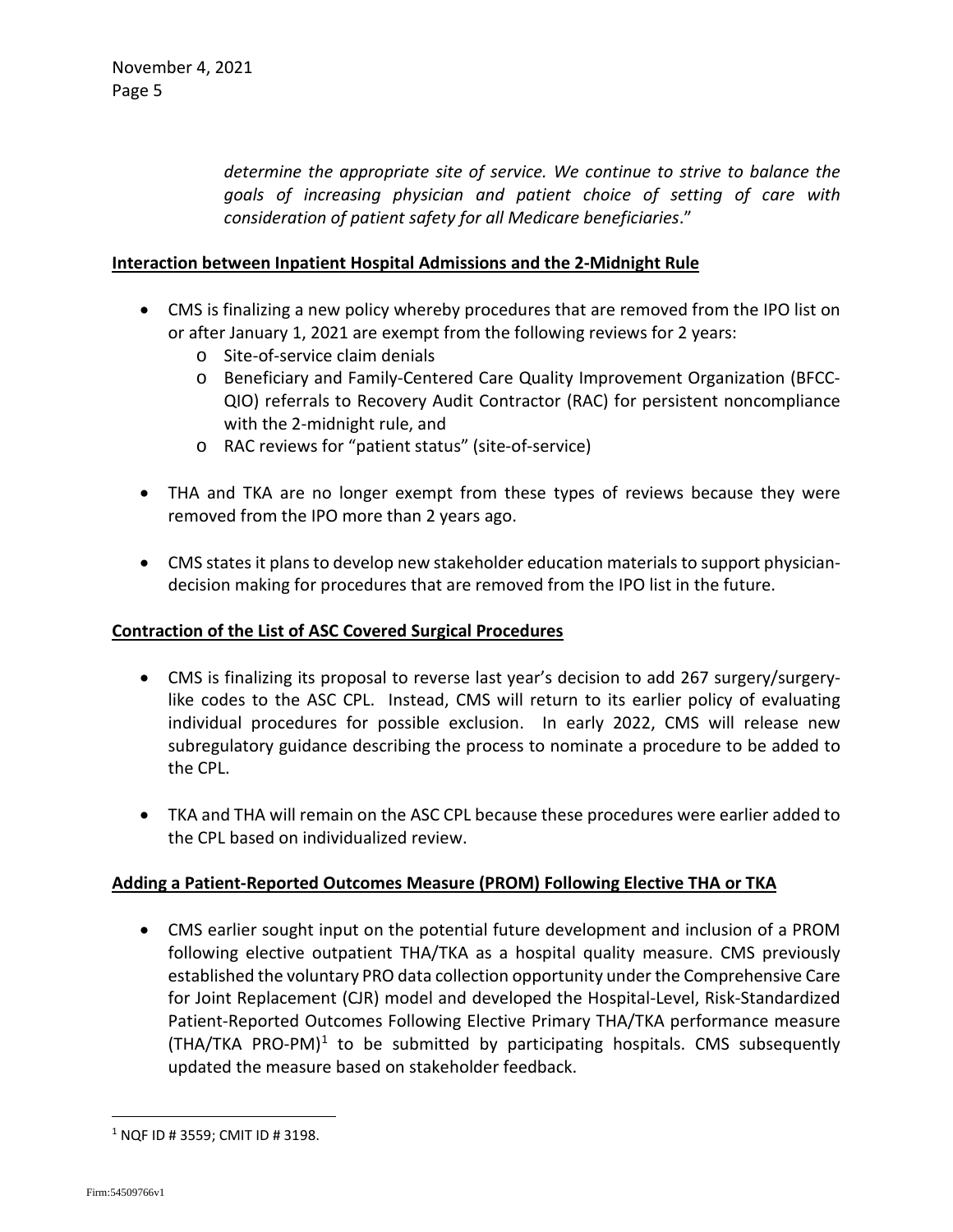*determine the appropriate site of service. We continue to strive to balance the goals of increasing physician and patient choice of setting of care with consideration of patient safety for all Medicare beneficiaries*."

**Interaction between Inpatient Hospital Admissions and the 2-Midnight Rule**

- CMS is finalizing a new policy whereby procedures that are removed from the IPO list on or after January 1, 2021 are exempt from the following reviews for 2 years:
  - Site-of-service claim denials
  - Beneficiary and Family-Centered Care Quality Improvement Organization (BFCC-QIO) referrals to Recovery Audit Contractor (RAC) for persistent noncompliance with the 2-midnight rule, and
  - RAC reviews for "patient status" (site-of-service)
- THA and TKA are no longer exempt from these types of reviews because they were removed from the IPO more than 2 years ago.
- CMS states it plans to develop new stakeholder education materials to support physician-decision making for procedures that are removed from the IPO list in the future.

**Contraction of the List of ASC Covered Surgical Procedures**

- CMS is finalizing its proposal to reverse last year's decision to add 267 surgery/surgery-like codes to the ASC CPL. Instead, CMS will return to its earlier policy of evaluating individual procedures for possible exclusion. In early 2022, CMS will release new subregulatory guidance describing the process to nominate a procedure to be added to the CPL.
- TKA and THA will remain on the ASC CPL because these procedures were earlier added to the CPL based on individualized review.

**Adding a Patient-Reported Outcomes Measure (PROM) Following Elective THA or TKA**

- CMS earlier sought input on the potential future development and inclusion of a PROM following elective outpatient THA/TKA as a hospital quality measure. CMS previously established the voluntary PRO data collection opportunity under the Comprehensive Care for Joint Replacement (CJR) model and developed the Hospital-Level, Risk-Standardized Patient-Reported Outcomes Following Elective Primary THA/TKA performance measure (THA/TKA PRO-PM)[1] to be submitted by participating hospitals. CMS subsequently updated the measure based on stakeholder feedback.

[1] NQF ID # 3559; CMIT ID # 3198.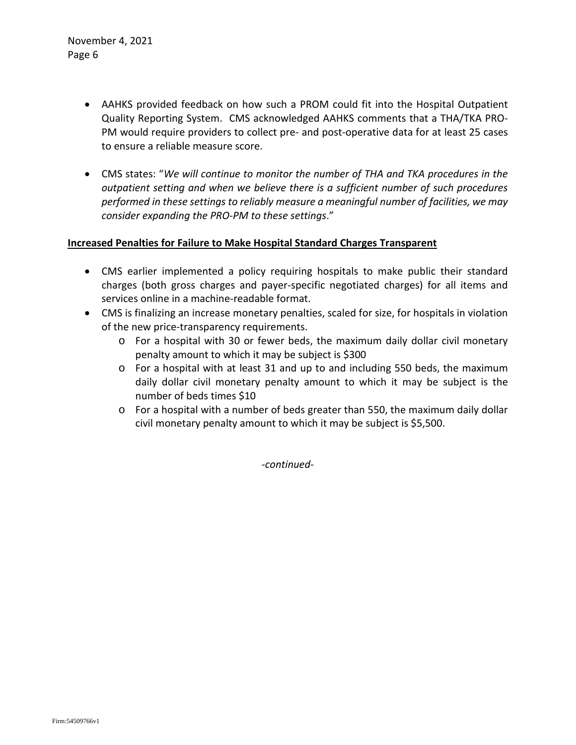- AAHKS provided feedback on how such a PROM could fit into the Hospital Outpatient Quality Reporting System. CMS acknowledged AAHKS comments that a THA/TKA PRO-PM would require providers to collect pre- and post-operative data for at least 25 cases to ensure a reliable measure score.

- CMS states: "*We will continue to monitor the number of THA and TKA procedures in the outpatient setting and when we believe there is a sufficient number of such procedures performed in these settings to reliably measure a meaningful number of facilities, we may consider expanding the PRO-PM to these settings*."

**Increased Penalties for Failure to Make Hospital Standard Charges Transparent**

- CMS earlier implemented a policy requiring hospitals to make public their standard charges (both gross charges and payer-specific negotiated charges) for all items and services online in a machine-readable format.
- CMS is finalizing an increase monetary penalties, scaled for size, for hospitals in violation of the new price-transparency requirements.
  - For a hospital with 30 or fewer beds, the maximum daily dollar civil monetary penalty amount to which it may be subject is $300
  - For a hospital with at least 31 and up to and including 550 beds, the maximum daily dollar civil monetary penalty amount to which it may be subject is the number of beds times $10
  - For a hospital with a number of beds greater than 550, the maximum daily dollar civil monetary penalty amount to which it may be subject is $5,500.

*-continued-*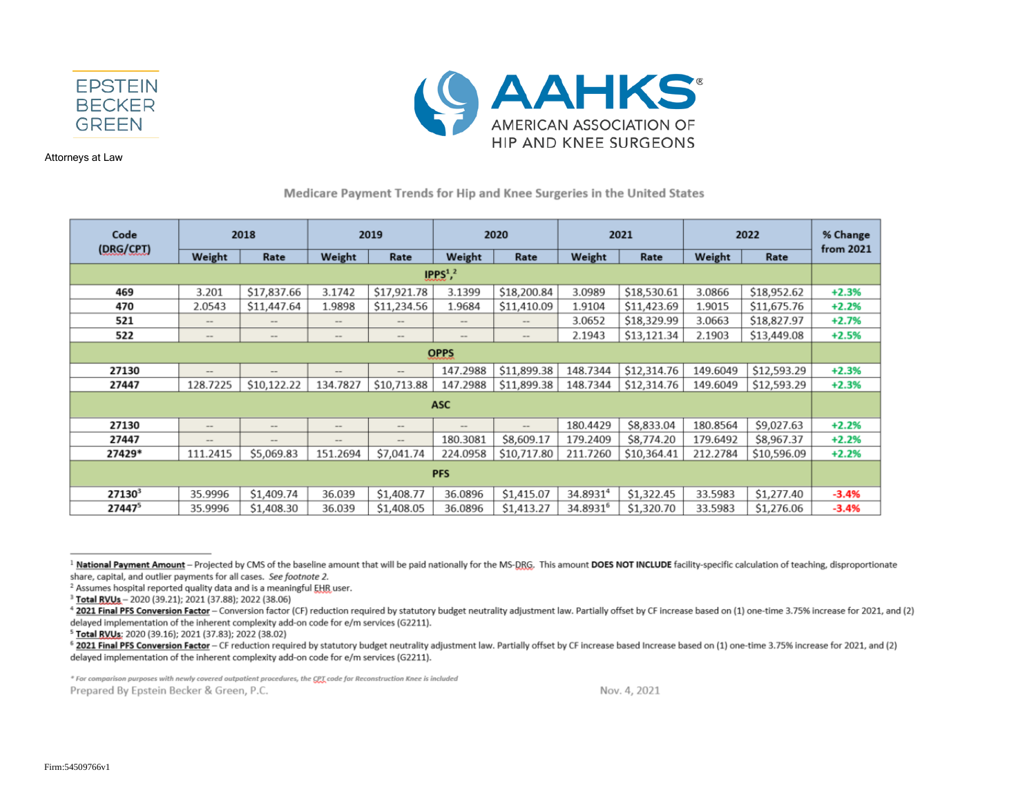EPSTEIN BECKER GREEN

Attorneys at Law

AAHKS® AMERICAN ASSOCIATION OF HIP AND KNEE SURGEONS

### Medicare Payment Trends for Hip and Knee Surgeries in the United States

| Code (DRG/CPT) | 2018 | | 2019 | | 2020 | | 2021 | | 2022 | | % Change from 2021 |
|---|---|---|---|---|---|---|---|---|---|---|---|
| | Weight | Rate | Weight | Rate | Weight | Rate | Weight | Rate | Weight | Rate | |
| **IPPS**[1,2] | | | | | | | | | | | |
| **469** | 3.201 | $17,837.66 | 3.1742 | $17,921.78 | 3.1399 | $18,200.84 | 3.0989 | $18,530.61 | 3.0866 | $18,952.62 | +2.3% |
| **470** | 2.0543 | $11,447.64 | 1.9898 | $11,234.56 | 1.9684 | $11,410.09 | 1.9104 | $11,423.69 | 1.9015 | $11,675.76 | +2.2% |
| **521** | -- | -- | -- | -- | -- | -- | 3.0652 | $18,329.99 | 3.0663 | $18,827.97 | +2.7% |
| **522** | -- | -- | -- | -- | -- | -- | 2.1943 | $13,121.34 | 2.1903 | $13,449.08 | +2.5% |
| **OPPS** | | | | | | | | | | | |
| **27130** | -- | -- | -- | -- | 147.2988 | $11,899.38 | 148.7344 | $12,314.76 | 149.6049 | $12,593.29 | +2.3% |
| **27447** | 128.7225 | $10,122.22 | 134.7827 | $10,713.88 | 147.2988 | $11,899.38 | 148.7344 | $12,314.76 | 149.6049 | $12,593.29 | +2.3% |
| **ASC** | | | | | | | | | | | |
| **27130** | -- | -- | -- | -- | -- | -- | 180.4429 | $8,833.04 | 180.8564 | $9,027.63 | +2.2% |
| **27447** | -- | -- | -- | -- | 180.3081 | $8,609.17 | 179.2409 | $8,774.20 | 179.6492 | $8,967.37 | +2.2% |
| **27429*** | 111.2415 | $5,069.83 | 151.2694 | $7,041.74 | 224.0958 | $10,717.80 | 211.7260 | $10,364.41 | 212.2784 | $10,596.09 | +2.2% |
| **PFS** | | | | | | | | | | | |
| **27130**[3] | 35.9996 | $1,409.74 | 36.039 | $1,408.77 | 36.0896 | $1,415.07 | 34.8931[4] | $1,322.45 | 33.5983 | $1,277.40 | -3.4% |
| **27447**[5] | 35.9996 | $1,408.30 | 36.039 | $1,408.05 | 36.0896 | $1,413.27 | 34.8931[6] | $1,320.70 | 33.5983 | $1,276.06 | -3.4% |

[1] **National Payment Amount** – Projected by CMS of the baseline amount that will be paid nationally for the MS-DRG. This amount **DOES NOT INCLUDE** facility-specific calculation of teaching, disproportionate share, capital, and outlier payments for all cases. *See footnote 2.*

[2] Assumes hospital reported quality data and is a meaningful EHR user.

[3] **Total RVUs** – 2020 (39.21); 2021 (37.88); 2022 (38.06)

[4] **2021 Final PFS Conversion Factor** – Conversion factor (CF) reduction required by statutory budget neutrality adjustment law. Partially offset by CF increase based on (1) one-time 3.75% increase for 2021, and (2) delayed implementation of the inherent complexity add-on code for e/m services (G2211).

[5] **Total RVUs**: 2020 (39.16); 2021 (37.83); 2022 (38.02)

[6] **2021 Final PFS Conversion Factor** – CF reduction required by statutory budget neutrality adjustment law. Partially offset by CF increase based Increase based on (1) one-time 3.75% increase for 2021, and (2) delayed implementation of the inherent complexity add-on code for e/m services (G2211).

*\* For comparison purposes with newly covered outpatient procedures, the CPT code for Reconstruction Knee is included*

Prepared By Epstein Becker & Green, P.C. Nov. 4, 2021

Firm:54509766v1